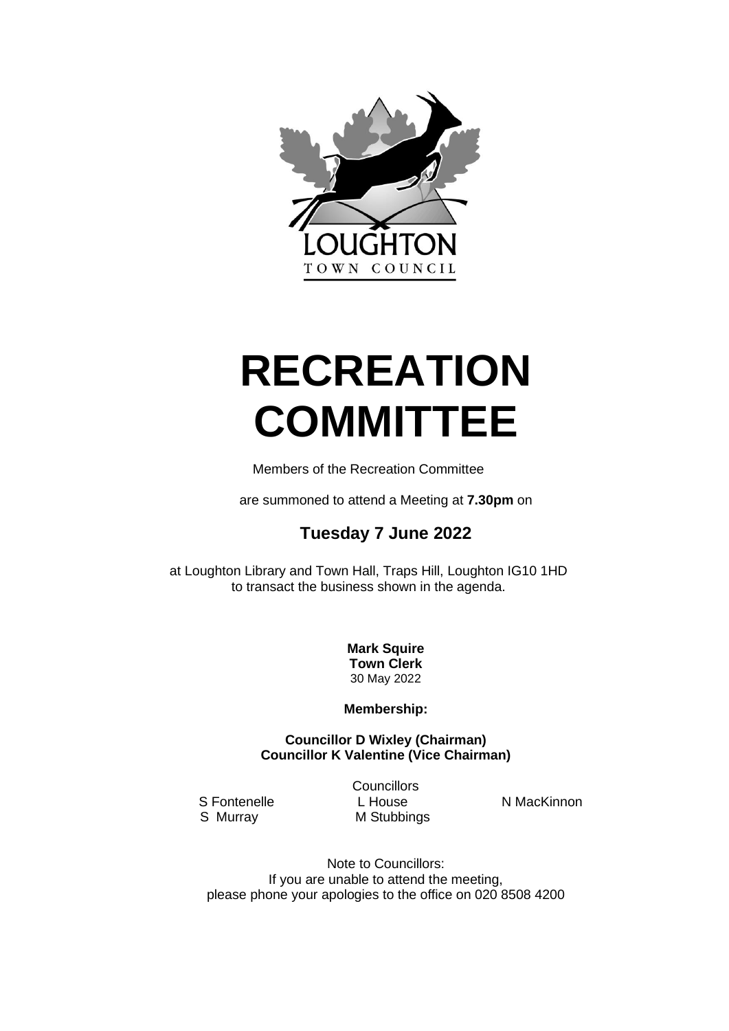LOUGHTON
TOWN COUNCIL

# RECREATION COMMITTEE

Members of the Recreation Committee

are summoned to attend a Meeting at **7.30pm** on

## Tuesday 7 June 2022

at Loughton Library and Town Hall, Traps Hill, Loughton IG10 1HD
to transact the business shown in the agenda.

**Mark Squire**
**Town Clerk**
30 May 2022

**Membership:**

**Councillor D Wixley (Chairman)**
**Councillor K Valentine (Vice Chairman)**

Councillors

S Fontenelle, L House, N MacKinnon, S Murray, M Stubbings

Note to Councillors:
If you are unable to attend the meeting,
please phone your apologies to the office on 020 8508 4200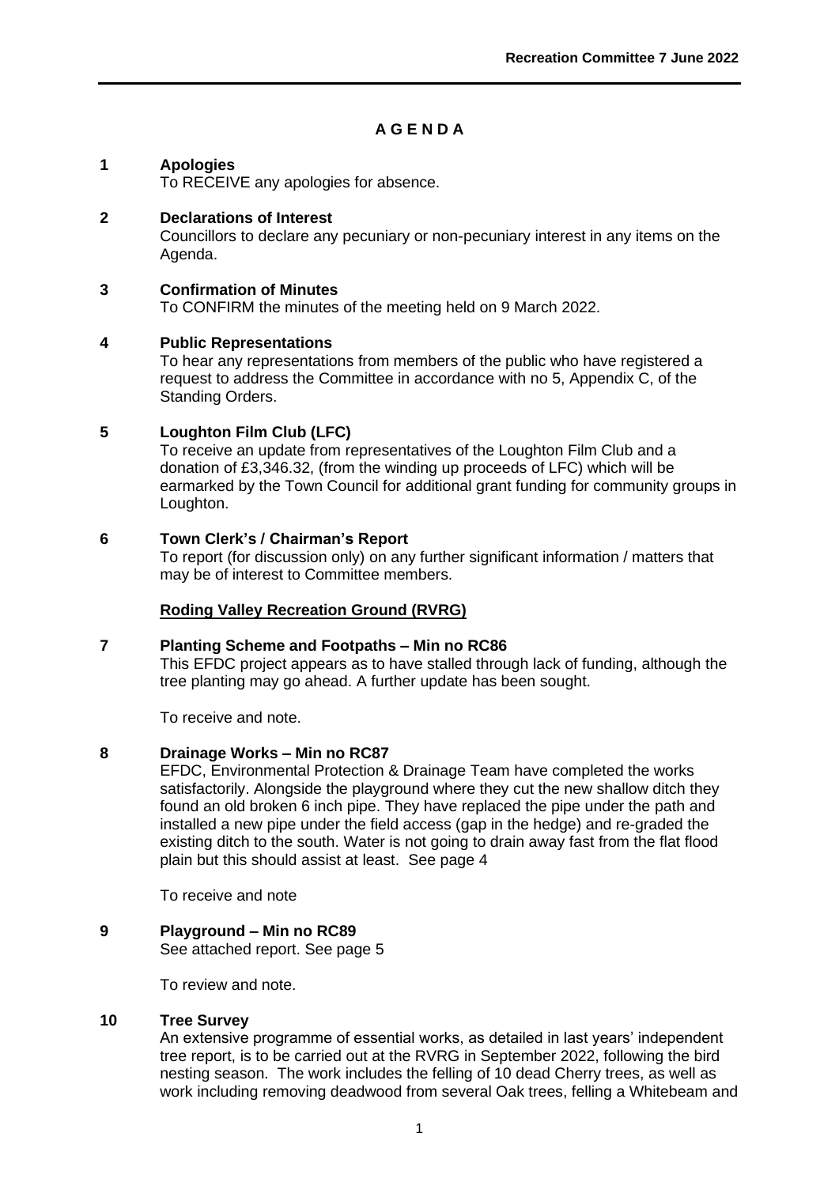# A G E N D A

**1 Apologies**

To RECEIVE any apologies for absence.

**2 Declarations of Interest**

Councillors to declare any pecuniary or non-pecuniary interest in any items on the Agenda.

**3 Confirmation of Minutes**

To CONFIRM the minutes of the meeting held on 9 March 2022.

**4 Public Representations**

To hear any representations from members of the public who have registered a request to address the Committee in accordance with no 5, Appendix C, of the Standing Orders.

**5 Loughton Film Club (LFC)**

To receive an update from representatives of the Loughton Film Club and a donation of £3,346.32, (from the winding up proceeds of LFC) which will be earmarked by the Town Council for additional grant funding for community groups in Loughton.

**6 Town Clerk's / Chairman's Report**

To report (for discussion only) on any further significant information / matters that may be of interest to Committee members.

**Roding Valley Recreation Ground (RVRG)**

**7 Planting Scheme and Footpaths – Min no RC86**

This EFDC project appears as to have stalled through lack of funding, although the tree planting may go ahead. A further update has been sought.

To receive and note.

**8 Drainage Works – Min no RC87**

EFDC, Environmental Protection & Drainage Team have completed the works satisfactorily. Alongside the playground where they cut the new shallow ditch they found an old broken 6 inch pipe. They have replaced the pipe under the path and installed a new pipe under the field access (gap in the hedge) and re-graded the existing ditch to the south. Water is not going to drain away fast from the flat flood plain but this should assist at least. See page 4

To receive and note

**9 Playground – Min no RC89**

See attached report. See page 5

To review and note.

**10 Tree Survey**

An extensive programme of essential works, as detailed in last years' independent tree report, is to be carried out at the RVRG in September 2022, following the bird nesting season. The work includes the felling of 10 dead Cherry trees, as well as work including removing deadwood from several Oak trees, felling a Whitebeam and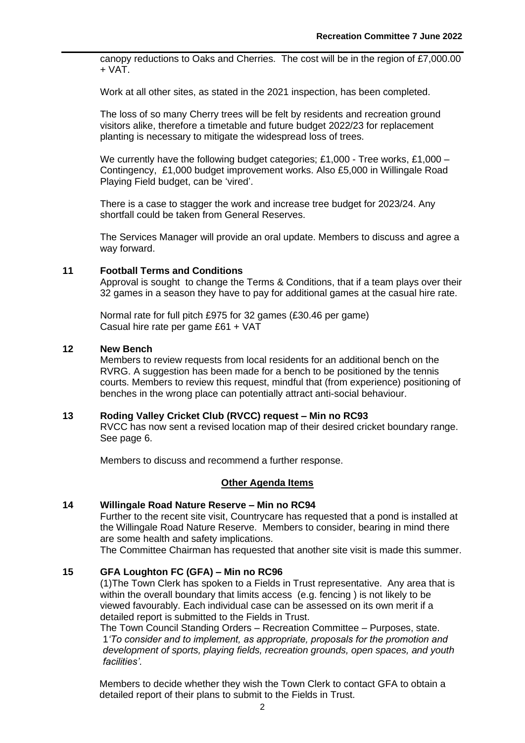canopy reductions to Oaks and Cherries. The cost will be in the region of £7,000.00 + VAT.

Work at all other sites, as stated in the 2021 inspection, has been completed.

The loss of so many Cherry trees will be felt by residents and recreation ground visitors alike, therefore a timetable and future budget 2022/23 for replacement planting is necessary to mitigate the widespread loss of trees.

We currently have the following budget categories; £1,000 - Tree works, £1,000 – Contingency, £1,000 budget improvement works. Also £5,000 in Willingale Road Playing Field budget, can be 'vired'.

There is a case to stagger the work and increase tree budget for 2023/24. Any shortfall could be taken from General Reserves.

The Services Manager will provide an oral update. Members to discuss and agree a way forward.

**11 Football Terms and Conditions**

Approval is sought to change the Terms & Conditions, that if a team plays over their 32 games in a season they have to pay for additional games at the casual hire rate.

Normal rate for full pitch £975 for 32 games (£30.46 per game)
Casual hire rate per game £61 + VAT

**12 New Bench**

Members to review requests from local residents for an additional bench on the RVRG. A suggestion has been made for a bench to be positioned by the tennis courts. Members to review this request, mindful that (from experience) positioning of benches in the wrong place can potentially attract anti-social behaviour.

**13 Roding Valley Cricket Club (RVCC) request – Min no RC93**

RVCC has now sent a revised location map of their desired cricket boundary range. See page 6.

Members to discuss and recommend a further response.

**<u>Other Agenda Items</u>**

**14 Willingale Road Nature Reserve – Min no RC94**

Further to the recent site visit, Countrycare has requested that a pond is installed at the Willingale Road Nature Reserve. Members to consider, bearing in mind there are some health and safety implications.
The Committee Chairman has requested that another site visit is made this summer.

**15 GFA Loughton FC (GFA) – Min no RC96**

(1)The Town Clerk has spoken to a Fields in Trust representative. Any area that is within the overall boundary that limits access (e.g. fencing ) is not likely to be viewed favourably. Each individual case can be assessed on its own merit if a detailed report is submitted to the Fields in Trust.
The Town Council Standing Orders – Recreation Committee – Purposes, state.
1*'To consider and to implement, as appropriate, proposals for the promotion and development of sports, playing fields, recreation grounds, open spaces, and youth facilities'*.

Members to decide whether they wish the Town Clerk to contact GFA to obtain a detailed report of their plans to submit to the Fields in Trust.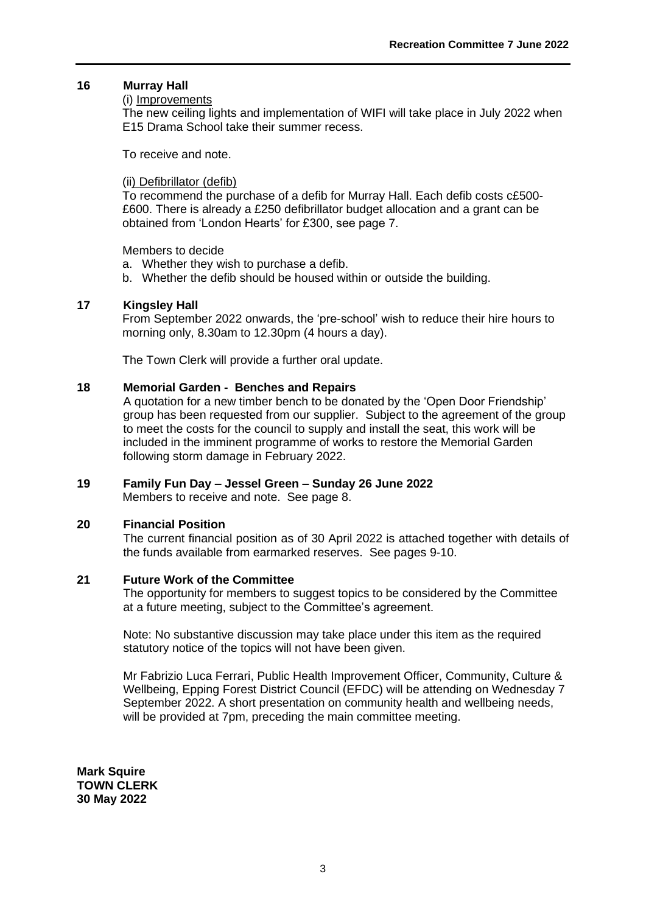## 16 Murray Hall

(i) Improvements

The new ceiling lights and implementation of WIFI will take place in July 2022 when E15 Drama School take their summer recess.

To receive and note.

(ii) Defibrillator (defib)

To recommend the purchase of a defib for Murray Hall. Each defib costs c£500-£600. There is already a £250 defibrillator budget allocation and a grant can be obtained from 'London Hearts' for £300, see page 7.

Members to decide

a. Whether they wish to purchase a defib.
b. Whether the defib should be housed within or outside the building.

## 17 Kingsley Hall

From September 2022 onwards, the 'pre-school' wish to reduce their hire hours to morning only, 8.30am to 12.30pm (4 hours a day).

The Town Clerk will provide a further oral update.

## 18 Memorial Garden - Benches and Repairs

A quotation for a new timber bench to be donated by the 'Open Door Friendship' group has been requested from our supplier. Subject to the agreement of the group to meet the costs for the council to supply and install the seat, this work will be included in the imminent programme of works to restore the Memorial Garden following storm damage in February 2022.

## 19 Family Fun Day – Jessel Green – Sunday 26 June 2022

Members to receive and note. See page 8.

## 20 Financial Position

The current financial position as of 30 April 2022 is attached together with details of the funds available from earmarked reserves. See pages 9-10.

## 21 Future Work of the Committee

The opportunity for members to suggest topics to be considered by the Committee at a future meeting, subject to the Committee's agreement.

Note: No substantive discussion may take place under this item as the required statutory notice of the topics will not have been given.

Mr Fabrizio Luca Ferrari, Public Health Improvement Officer, Community, Culture & Wellbeing, Epping Forest District Council (EFDC) will be attending on Wednesday 7 September 2022. A short presentation on community health and wellbeing needs, will be provided at 7pm, preceding the main committee meeting.

**Mark Squire**
**TOWN CLERK**
**30 May 2022**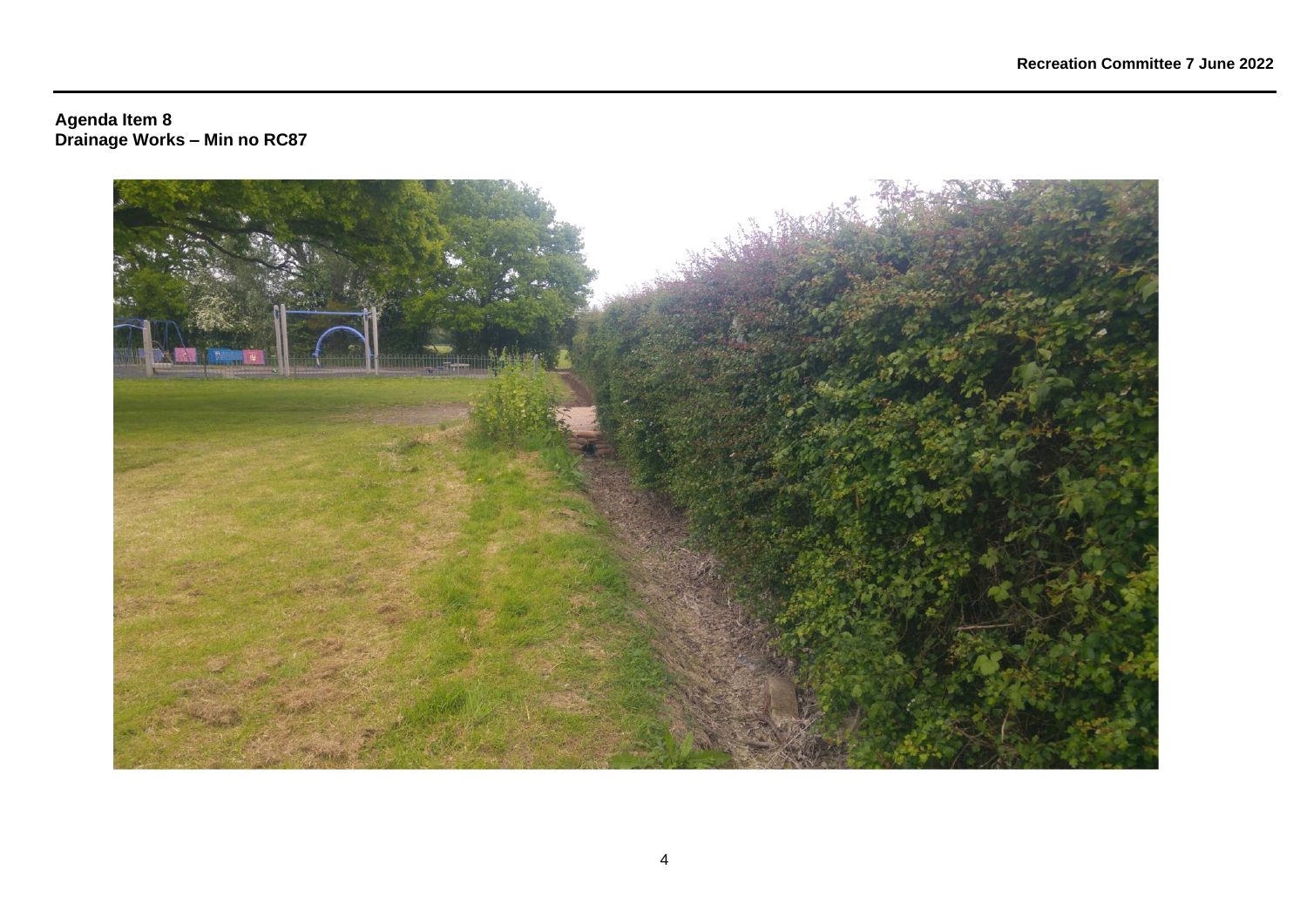**Agenda Item 8**
**Drainage Works – Min no RC87**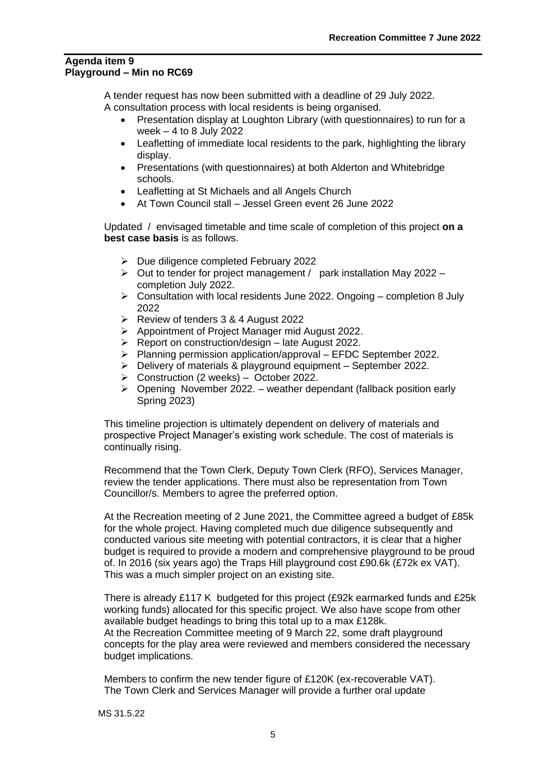**Agenda item 9**
**Playground – Min no RC69**

A tender request has now been submitted with a deadline of 29 July 2022.
A consultation process with local residents is being organised.

- Presentation display at Loughton Library (with questionnaires) to run for a week – 4 to 8 July 2022
- Leafletting of immediate local residents to the park, highlighting the library display.
- Presentations (with questionnaires) at both Alderton and Whitebridge schools.
- Leafletting at St Michaels and all Angels Church
- At Town Council stall – Jessel Green event 26 June 2022

Updated / envisaged timetable and time scale of completion of this project **on a best case basis** is as follows.

- Due diligence completed February 2022
- Out to tender for project management / park installation May 2022 – completion July 2022.
- Consultation with local residents June 2022. Ongoing – completion 8 July 2022
- Review of tenders 3 & 4 August 2022
- Appointment of Project Manager mid August 2022.
- Report on construction/design – late August 2022.
- Planning permission application/approval – EFDC September 2022.
- Delivery of materials & playground equipment – September 2022.
- Construction (2 weeks) – October 2022.
- Opening November 2022. – weather dependant (fallback position early Spring 2023)

This timeline projection is ultimately dependent on delivery of materials and prospective Project Manager's existing work schedule. The cost of materials is continually rising.

Recommend that the Town Clerk, Deputy Town Clerk (RFO), Services Manager, review the tender applications. There must also be representation from Town Councillor/s. Members to agree the preferred option.

At the Recreation meeting of 2 June 2021, the Committee agreed a budget of £85k for the whole project. Having completed much due diligence subsequently and conducted various site meeting with potential contractors, it is clear that a higher budget is required to provide a modern and comprehensive playground to be proud of. In 2016 (six years ago) the Traps Hill playground cost £90.6k (£72k ex VAT). This was a much simpler project on an existing site.

There is already £117 K budgeted for this project (£92k earmarked funds and £25k working funds) allocated for this specific project. We also have scope from other available budget headings to bring this total up to a max £128k.
At the Recreation Committee meeting of 9 March 22, some draft playground concepts for the play area were reviewed and members considered the necessary budget implications.

Members to confirm the new tender figure of £120K (ex-recoverable VAT).
The Town Clerk and Services Manager will provide a further oral update

MS 31.5.22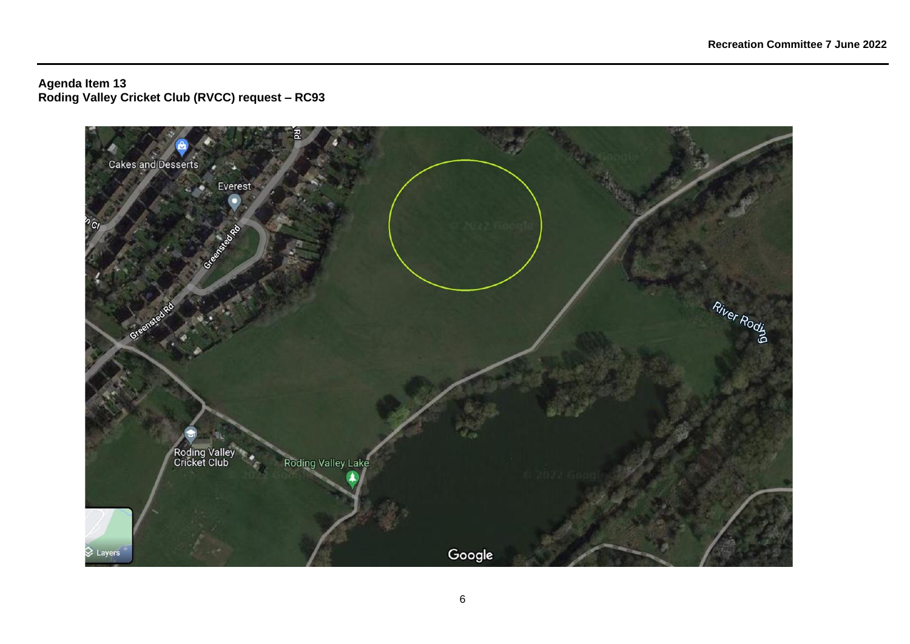**Agenda Item 13**
**Roding Valley Cricket Club (RVCC) request – RC93**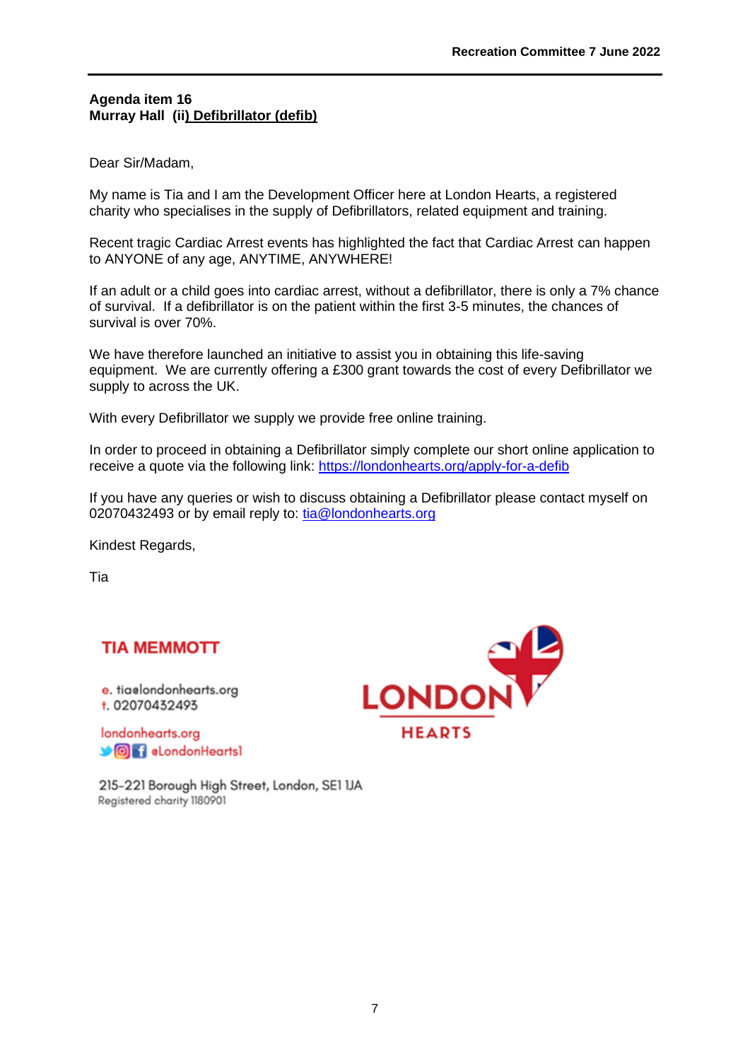**Agenda item 16**
**Murray Hall (ii) Defibrillator (defib)**

Dear Sir/Madam,

My name is Tia and I am the Development Officer here at London Hearts, a registered charity who specialises in the supply of Defibrillators, related equipment and training.

Recent tragic Cardiac Arrest events has highlighted the fact that Cardiac Arrest can happen to ANYONE of any age, ANYTIME, ANYWHERE!

If an adult or a child goes into cardiac arrest, without a defibrillator, there is only a 7% chance of survival. If a defibrillator is on the patient within the first 3-5 minutes, the chances of survival is over 70%.

We have therefore launched an initiative to assist you in obtaining this life-saving equipment. We are currently offering a £300 grant towards the cost of every Defibrillator we supply to across the UK.

With every Defibrillator we supply we provide free online training.

In order to proceed in obtaining a Defibrillator simply complete our short online application to receive a quote via the following link: https://londonhearts.org/apply-for-a-defib

If you have any queries or wish to discuss obtaining a Defibrillator please contact myself on 02070432493 or by email reply to: tia@londonhearts.org

Kindest Regards,

Tia

**TIA MEMMOTT**

e. tia@londonhearts.org
t. 02070432493

londonhearts.org
@LondonHearts1

LONDON HEARTS

215-221 Borough High Street, London, SE1 1JA
Registered charity 1180901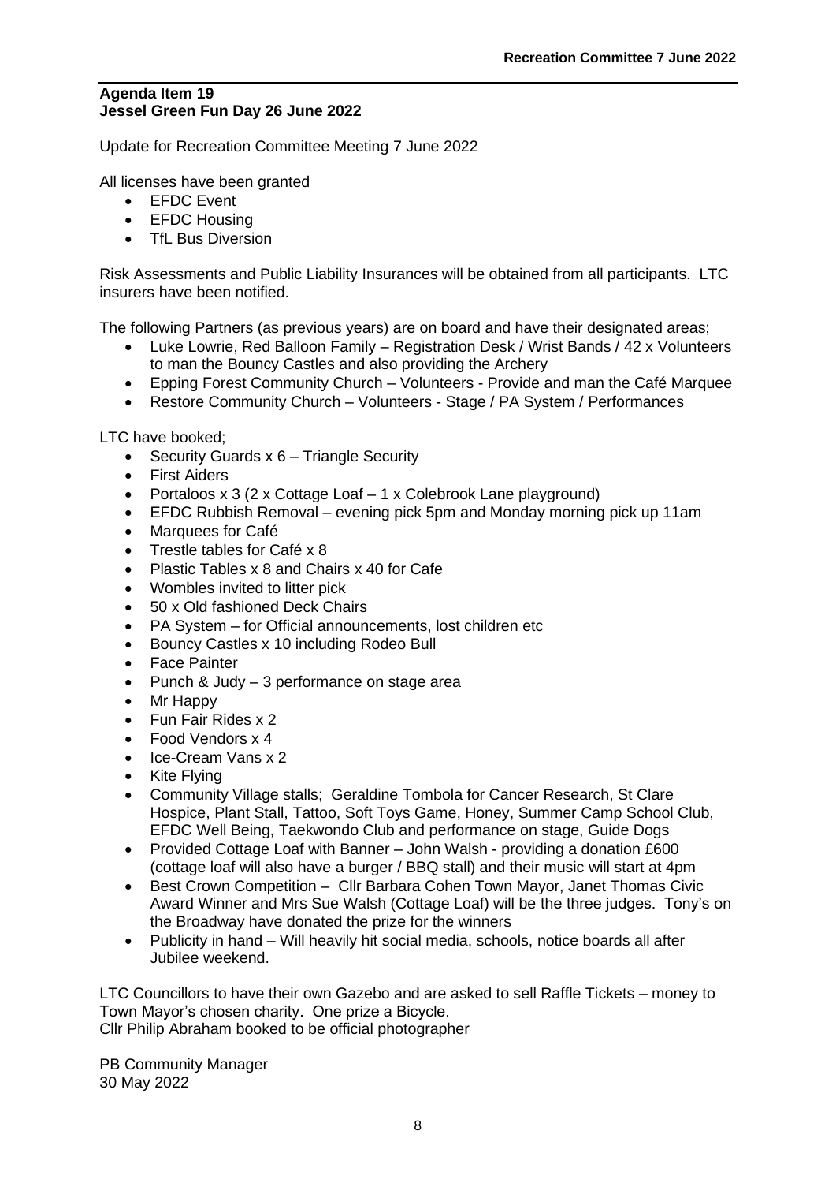**Agenda Item 19**
**Jessel Green Fun Day 26 June 2022**

Update for Recreation Committee Meeting 7 June 2022

All licenses have been granted

- EFDC Event
- EFDC Housing
- TfL Bus Diversion

Risk Assessments and Public Liability Insurances will be obtained from all participants. LTC insurers have been notified.

The following Partners (as previous years) are on board and have their designated areas;

- Luke Lowrie, Red Balloon Family – Registration Desk / Wrist Bands / 42 x Volunteers to man the Bouncy Castles and also providing the Archery
- Epping Forest Community Church – Volunteers - Provide and man the Café Marquee
- Restore Community Church – Volunteers - Stage / PA System / Performances

LTC have booked;

- Security Guards x 6 – Triangle Security
- First Aiders
- Portaloos x 3 (2 x Cottage Loaf – 1 x Colebrook Lane playground)
- EFDC Rubbish Removal – evening pick 5pm and Monday morning pick up 11am
- Marquees for Café
- Trestle tables for Café x 8
- Plastic Tables x 8 and Chairs x 40 for Cafe
- Wombles invited to litter pick
- 50 x Old fashioned Deck Chairs
- PA System – for Official announcements, lost children etc
- Bouncy Castles x 10 including Rodeo Bull
- Face Painter
- Punch & Judy – 3 performance on stage area
- Mr Happy
- Fun Fair Rides x 2
- Food Vendors x 4
- Ice-Cream Vans x 2
- Kite Flying
- Community Village stalls; Geraldine Tombola for Cancer Research, St Clare Hospice, Plant Stall, Tattoo, Soft Toys Game, Honey, Summer Camp School Club, EFDC Well Being, Taekwondo Club and performance on stage, Guide Dogs
- Provided Cottage Loaf with Banner – John Walsh - providing a donation £600 (cottage loaf will also have a burger / BBQ stall) and their music will start at 4pm
- Best Crown Competition – Cllr Barbara Cohen Town Mayor, Janet Thomas Civic Award Winner and Mrs Sue Walsh (Cottage Loaf) will be the three judges. Tony's on the Broadway have donated the prize for the winners
- Publicity in hand – Will heavily hit social media, schools, notice boards all after Jubilee weekend.

LTC Councillors to have their own Gazebo and are asked to sell Raffle Tickets – money to Town Mayor's chosen charity. One prize a Bicycle.
Cllr Philip Abraham booked to be official photographer

PB Community Manager
30 May 2022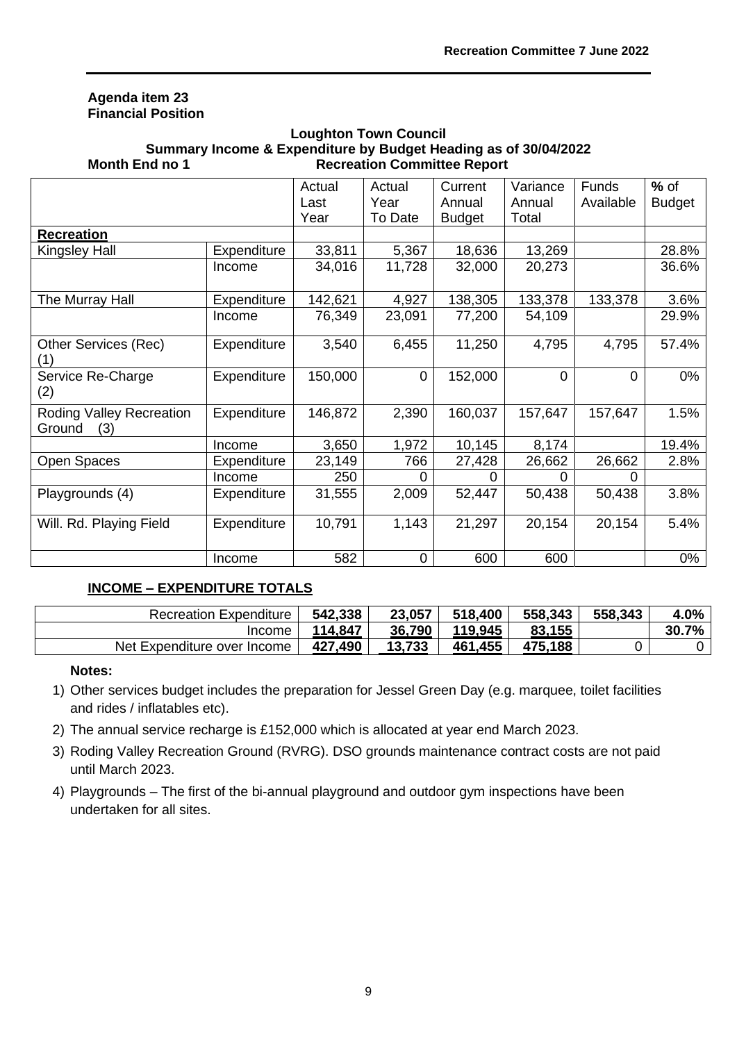**Agenda item 23**
**Financial Position**

**Loughton Town Council**
**Summary Income & Expenditure by Budget Heading as of 30/04/2022**
**Month End no 1** **Recreation Committee Report**

| | | Actual Last Year | Actual Year To Date | Current Annual Budget | Variance Annual Total | Funds Available | % of Budget |
|---|---|---|---|---|---|---|---|
| **Recreation** | | | | | | | |
| Kingsley Hall | Expenditure | 33,811 | 5,367 | 18,636 | 13,269 | | 28.8% |
| | Income | 34,016 | 11,728 | 32,000 | 20,273 | | 36.6% |
| The Murray Hall | Expenditure | 142,621 | 4,927 | 138,305 | 133,378 | 133,378 | 3.6% |
| | Income | 76,349 | 23,091 | 77,200 | 54,109 | | 29.9% |
| Other Services (Rec) (1) | Expenditure | 3,540 | 6,455 | 11,250 | 4,795 | 4,795 | 57.4% |
| Service Re-Charge (2) | Expenditure | 150,000 | 0 | 152,000 | 0 | 0 | 0% |
| Roding Valley Recreation Ground (3) | Expenditure | 146,872 | 2,390 | 160,037 | 157,647 | 157,647 | 1.5% |
| | Income | 3,650 | 1,972 | 10,145 | 8,174 | | 19.4% |
| Open Spaces | Expenditure | 23,149 | 766 | 27,428 | 26,662 | 26,662 | 2.8% |
| | Income | 250 | 0 | 0 | 0 | 0 | |
| Playgrounds (4) | Expenditure | 31,555 | 2,009 | 52,447 | 50,438 | 50,438 | 3.8% |
| Will. Rd. Playing Field | Expenditure | 10,791 | 1,143 | 21,297 | 20,154 | 20,154 | 5.4% |
| | Income | 582 | 0 | 600 | 600 | | 0% |

**INCOME – EXPENDITURE TOTALS**

| | | | | | | |
|---|---|---|---|---|---|---|
| Recreation Expenditure | **542,338** | **23,057** | **518,400** | **558,343** | **558,343** | **4.0%** |
| Income | **114,847** | **36,790** | **119,945** | **83,155** | | **30.7%** |
| Net Expenditure over Income | **427,490** | **13,733** | **461,455** | **475,188** | 0 | 0 |

**Notes:**

1) Other services budget includes the preparation for Jessel Green Day (e.g. marquee, toilet facilities and rides / inflatables etc).
2) The annual service recharge is £152,000 which is allocated at year end March 2023.
3) Roding Valley Recreation Ground (RVRG). DSO grounds maintenance contract costs are not paid until March 2023.
4) Playgrounds – The first of the bi-annual playground and outdoor gym inspections have been undertaken for all sites.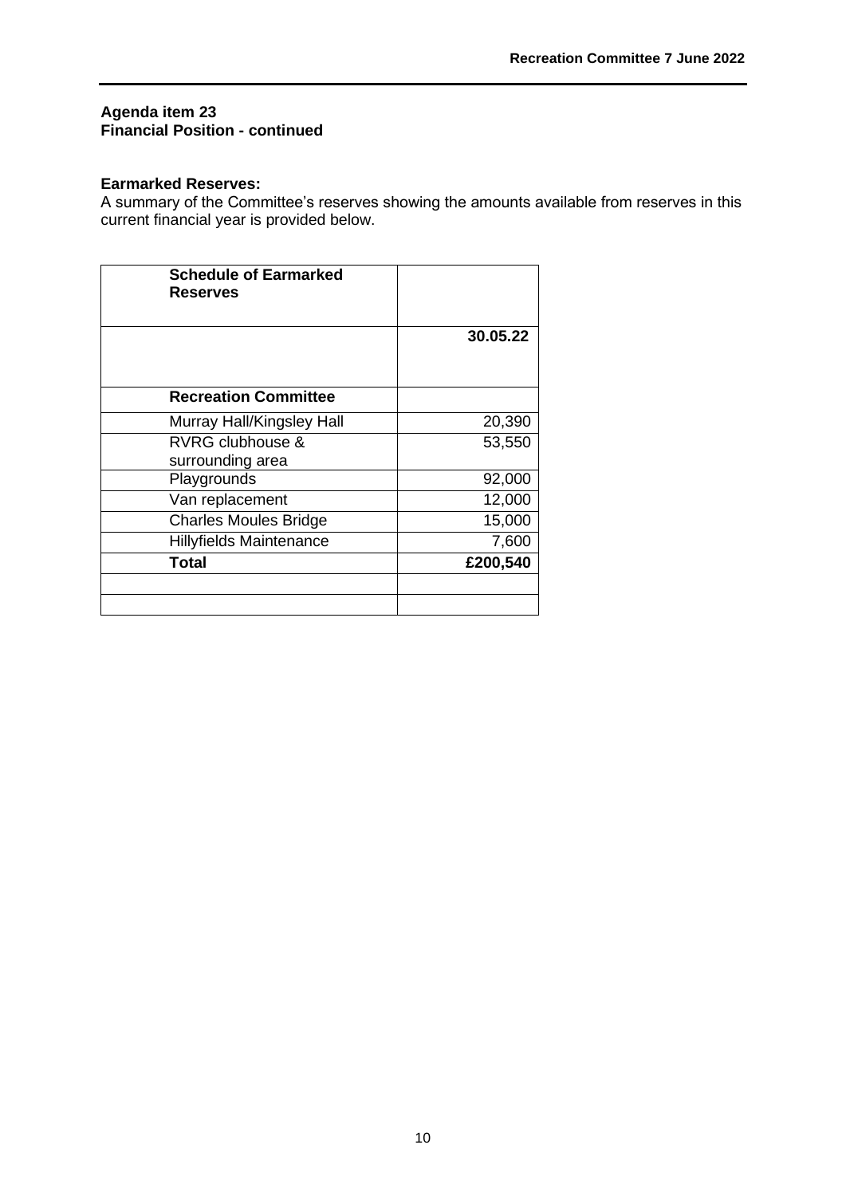**Agenda item 23**
**Financial Position - continued**

**Earmarked Reserves:**
A summary of the Committee's reserves showing the amounts available from reserves in this current financial year is provided below.

| **Schedule of Earmarked Reserves** | |
|---|---|
| | **30.05.22** |
| **Recreation Committee** | |
| Murray Hall/Kingsley Hall | 20,390 |
| RVRG clubhouse & surrounding area | 53,550 |
| Playgrounds | 92,000 |
| Van replacement | 12,000 |
| Charles Moules Bridge | 15,000 |
| Hillyfields Maintenance | 7,600 |
| **Total** | **£200,540** |
| | |
| | |